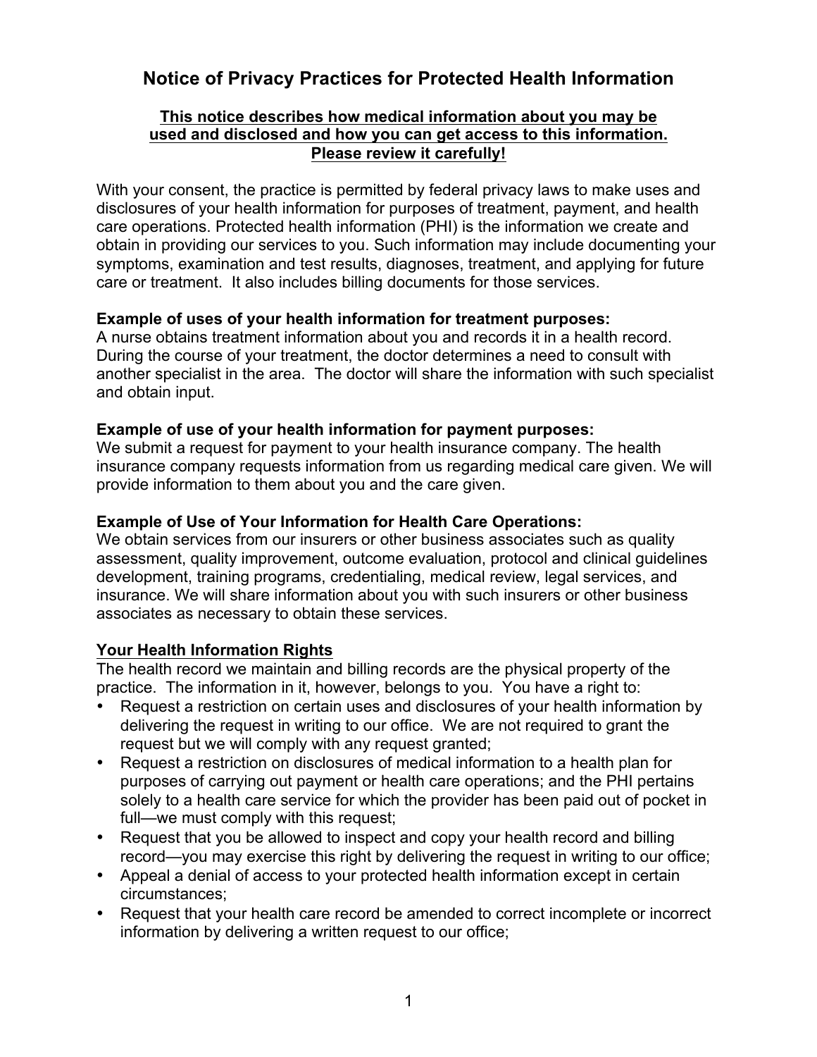# Notice of Privacy Practices for Protected Health Information

**<u>This notice describes how medical information about you may be used and disclosed and how you can get access to this information. Please review it carefully!</u>**

With your consent, the practice is permitted by federal privacy laws to make uses and disclosures of your health information for purposes of treatment, payment, and health care operations. Protected health information (PHI) is the information we create and obtain in providing our services to you. Such information may include documenting your symptoms, examination and test results, diagnoses, treatment, and applying for future care or treatment. It also includes billing documents for those services.

**Example of uses of your health information for treatment purposes:**
A nurse obtains treatment information about you and records it in a health record. During the course of your treatment, the doctor determines a need to consult with another specialist in the area. The doctor will share the information with such specialist and obtain input.

**Example of use of your health information for payment purposes:**
We submit a request for payment to your health insurance company. The health insurance company requests information from us regarding medical care given. We will provide information to them about you and the care given.

**Example of Use of Your Information for Health Care Operations:**
We obtain services from our insurers or other business associates such as quality assessment, quality improvement, outcome evaluation, protocol and clinical guidelines development, training programs, credentialing, medical review, legal services, and insurance. We will share information about you with such insurers or other business associates as necessary to obtain these services.

**<u>Your Health Information Rights</u>**

The health record we maintain and billing records are the physical property of the practice. The information in it, however, belongs to you. You have a right to:

- Request a restriction on certain uses and disclosures of your health information by delivering the request in writing to our office. We are not required to grant the request but we will comply with any request granted;
- Request a restriction on disclosures of medical information to a health plan for purposes of carrying out payment or health care operations; and the PHI pertains solely to a health care service for which the provider has been paid out of pocket in full—we must comply with this request;
- Request that you be allowed to inspect and copy your health record and billing record—you may exercise this right by delivering the request in writing to our office;
- Appeal a denial of access to your protected health information except in certain circumstances;
- Request that your health care record be amended to correct incomplete or incorrect information by delivering a written request to our office;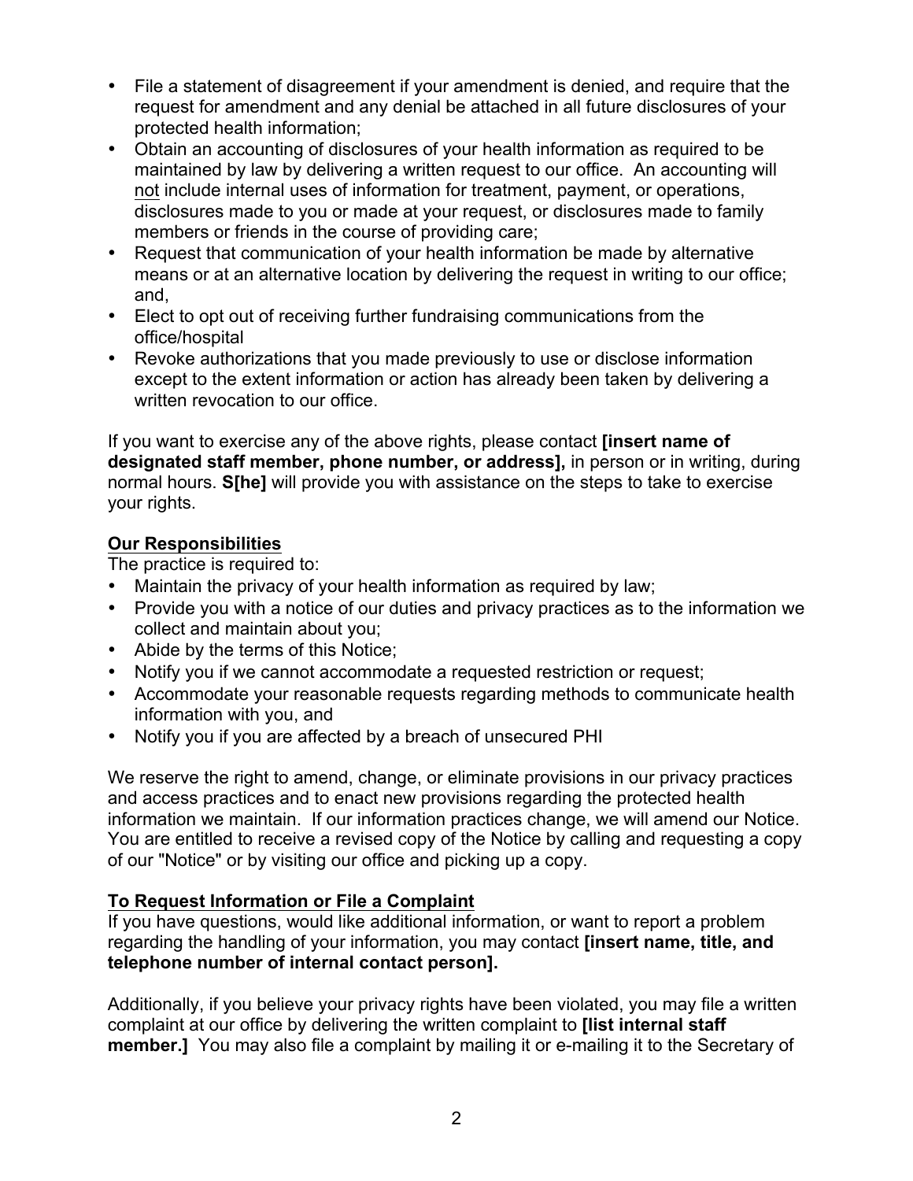- File a statement of disagreement if your amendment is denied, and require that the request for amendment and any denial be attached in all future disclosures of your protected health information;
- Obtain an accounting of disclosures of your health information as required to be maintained by law by delivering a written request to our office. An accounting will not include internal uses of information for treatment, payment, or operations, disclosures made to you or made at your request, or disclosures made to family members or friends in the course of providing care;
- Request that communication of your health information be made by alternative means or at an alternative location by delivering the request in writing to our office; and,
- Elect to opt out of receiving further fundraising communications from the office/hospital
- Revoke authorizations that you made previously to use or disclose information except to the extent information or action has already been taken by delivering a written revocation to our office.

If you want to exercise any of the above rights, please contact **[insert name of designated staff member, phone number, or address],** in person or in writing, during normal hours. **S[he]** will provide you with assistance on the steps to take to exercise your rights.

**Our Responsibilities**

The practice is required to:

- Maintain the privacy of your health information as required by law;
- Provide you with a notice of our duties and privacy practices as to the information we collect and maintain about you;
- Abide by the terms of this Notice;
- Notify you if we cannot accommodate a requested restriction or request;
- Accommodate your reasonable requests regarding methods to communicate health information with you, and
- Notify you if you are affected by a breach of unsecured PHI

We reserve the right to amend, change, or eliminate provisions in our privacy practices and access practices and to enact new provisions regarding the protected health information we maintain. If our information practices change, we will amend our Notice. You are entitled to receive a revised copy of the Notice by calling and requesting a copy of our "Notice" or by visiting our office and picking up a copy.

**To Request Information or File a Complaint**

If you have questions, would like additional information, or want to report a problem regarding the handling of your information, you may contact **[insert name, title, and telephone number of internal contact person].**

Additionally, if you believe your privacy rights have been violated, you may file a written complaint at our office by delivering the written complaint to **[list internal staff member.]** You may also file a complaint by mailing it or e-mailing it to the Secretary of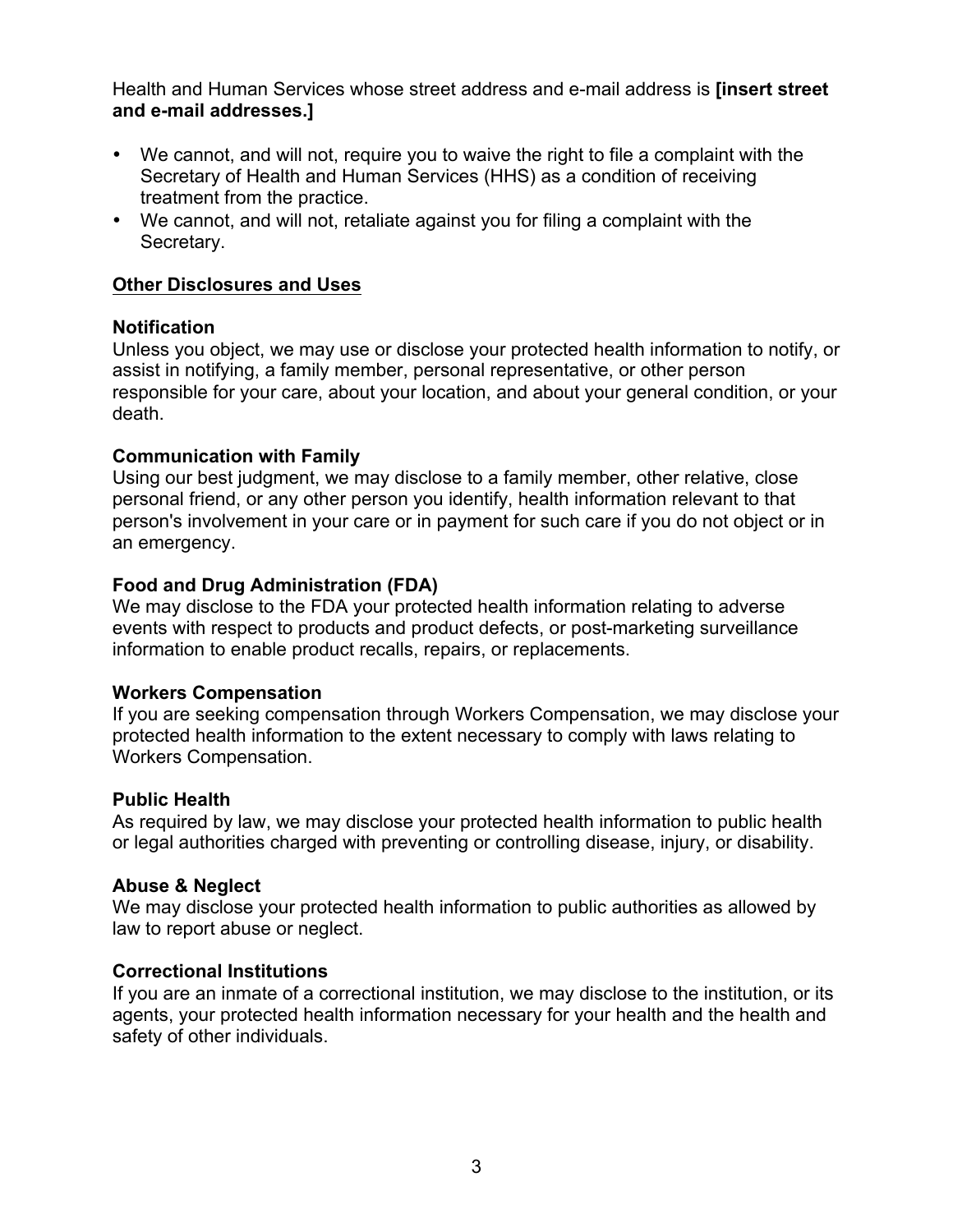Health and Human Services whose street address and e-mail address is **[insert street and e-mail addresses.]**

- We cannot, and will not, require you to waive the right to file a complaint with the Secretary of Health and Human Services (HHS) as a condition of receiving treatment from the practice.
- We cannot, and will not, retaliate against you for filing a complaint with the Secretary.

## Other Disclosures and Uses

### Notification

Unless you object, we may use or disclose your protected health information to notify, or assist in notifying, a family member, personal representative, or other person responsible for your care, about your location, and about your general condition, or your death.

### Communication with Family

Using our best judgment, we may disclose to a family member, other relative, close personal friend, or any other person you identify, health information relevant to that person's involvement in your care or in payment for such care if you do not object or in an emergency.

### Food and Drug Administration (FDA)

We may disclose to the FDA your protected health information relating to adverse events with respect to products and product defects, or post-marketing surveillance information to enable product recalls, repairs, or replacements.

### Workers Compensation

If you are seeking compensation through Workers Compensation, we may disclose your protected health information to the extent necessary to comply with laws relating to Workers Compensation.

### Public Health

As required by law, we may disclose your protected health information to public health or legal authorities charged with preventing or controlling disease, injury, or disability.

### Abuse & Neglect

We may disclose your protected health information to public authorities as allowed by law to report abuse or neglect.

### Correctional Institutions

If you are an inmate of a correctional institution, we may disclose to the institution, or its agents, your protected health information necessary for your health and the health and safety of other individuals.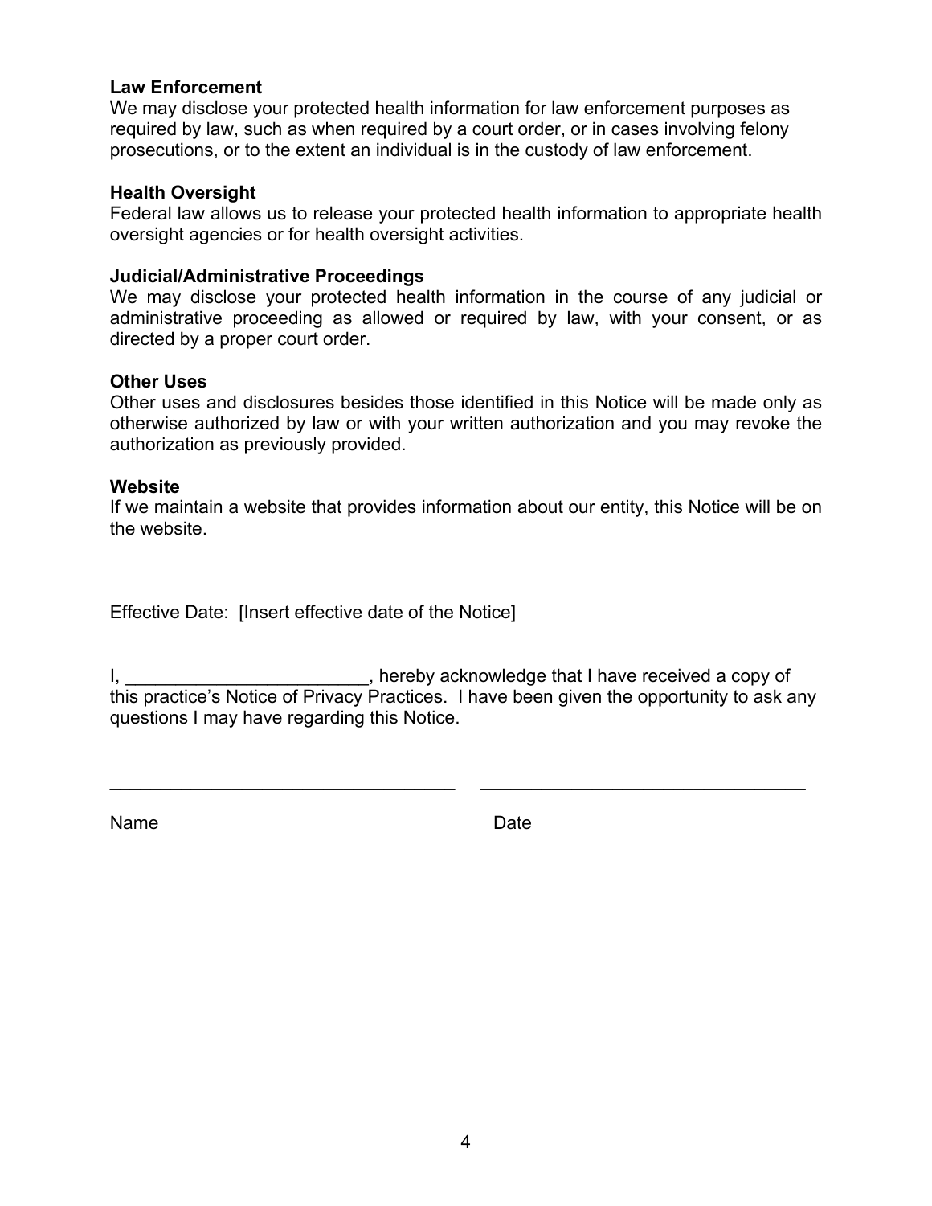**Law Enforcement**
We may disclose your protected health information for law enforcement purposes as required by law, such as when required by a court order, or in cases involving felony prosecutions, or to the extent an individual is in the custody of law enforcement.

**Health Oversight**
Federal law allows us to release your protected health information to appropriate health oversight agencies or for health oversight activities.

**Judicial/Administrative Proceedings**
We may disclose your protected health information in the course of any judicial or administrative proceeding as allowed or required by law, with your consent, or as directed by a proper court order.

**Other Uses**
Other uses and disclosures besides those identified in this Notice will be made only as otherwise authorized by law or with your written authorization and you may revoke the authorization as previously provided.

**Website**
If we maintain a website that provides information about our entity, this Notice will be on the website.

Effective Date: [Insert effective date of the Notice]

I, ________________________, hereby acknowledge that I have received a copy of this practice's Notice of Privacy Practices. I have been given the opportunity to ask any questions I may have regarding this Notice.

___________________________________ ________________________________

Name Date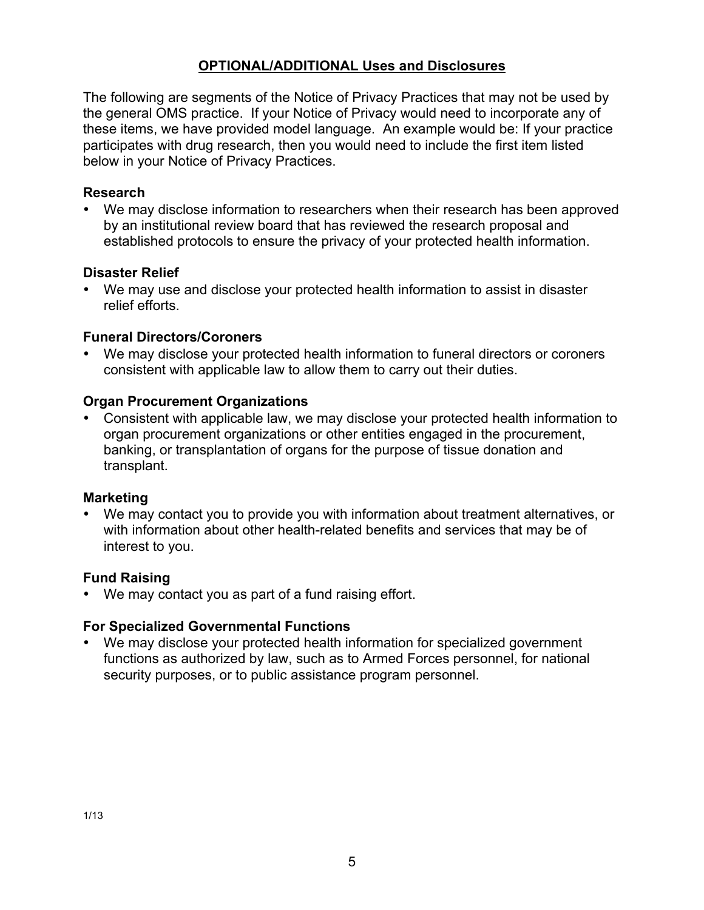## OPTIONAL/ADDITIONAL Uses and Disclosures

The following are segments of the Notice of Privacy Practices that may not be used by the general OMS practice. If your Notice of Privacy would need to incorporate any of these items, we have provided model language. An example would be: If your practice participates with drug research, then you would need to include the first item listed below in your Notice of Privacy Practices.

**Research**

- We may disclose information to researchers when their research has been approved by an institutional review board that has reviewed the research proposal and established protocols to ensure the privacy of your protected health information.

**Disaster Relief**

- We may use and disclose your protected health information to assist in disaster relief efforts.

**Funeral Directors/Coroners**

- We may disclose your protected health information to funeral directors or coroners consistent with applicable law to allow them to carry out their duties.

**Organ Procurement Organizations**

- Consistent with applicable law, we may disclose your protected health information to organ procurement organizations or other entities engaged in the procurement, banking, or transplantation of organs for the purpose of tissue donation and transplant.

**Marketing**

- We may contact you to provide you with information about treatment alternatives, or with information about other health-related benefits and services that may be of interest to you.

**Fund Raising**

- We may contact you as part of a fund raising effort.

**For Specialized Governmental Functions**

- We may disclose your protected health information for specialized government functions as authorized by law, such as to Armed Forces personnel, for national security purposes, or to public assistance program personnel.

1/13